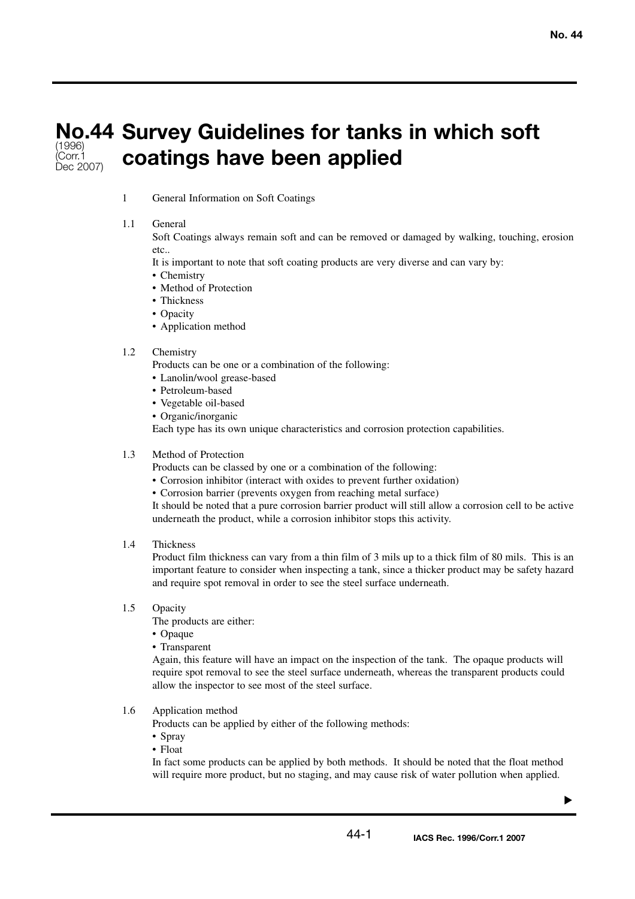# No.44 Survey Guidelines for tanks in which soft coatings have been applied

(1996)
(Corr.1 Dec 2007)

## 1 General Information on Soft Coatings

### 1.1 General

Soft Coatings always remain soft and can be removed or damaged by walking, touching, erosion etc..

It is important to note that soft coating products are very diverse and can vary by:

- Chemistry
- Method of Protection
- Thickness
- Opacity
- Application method

### 1.2 Chemistry

Products can be one or a combination of the following:

- Lanolin/wool grease-based
- Petroleum-based
- Vegetable oil-based
- Organic/inorganic

Each type has its own unique characteristics and corrosion protection capabilities.

### 1.3 Method of Protection

Products can be classed by one or a combination of the following:

- Corrosion inhibitor (interact with oxides to prevent further oxidation)
- Corrosion barrier (prevents oxygen from reaching metal surface)

It should be noted that a pure corrosion barrier product will still allow a corrosion cell to be active underneath the product, while a corrosion inhibitor stops this activity.

### 1.4 Thickness

Product film thickness can vary from a thin film of 3 mils up to a thick film of 80 mils. This is an important feature to consider when inspecting a tank, since a thicker product may be safety hazard and require spot removal in order to see the steel surface underneath.

### 1.5 Opacity

The products are either:

- Opaque
- Transparent

Again, this feature will have an impact on the inspection of the tank. The opaque products will require spot removal to see the steel surface underneath, whereas the transparent products could allow the inspector to see most of the steel surface.

### 1.6 Application method

Products can be applied by either of the following methods:

- Spray
- Float

In fact some products can be applied by both methods. It should be noted that the float method will require more product, but no staging, and may cause risk of water pollution when applied.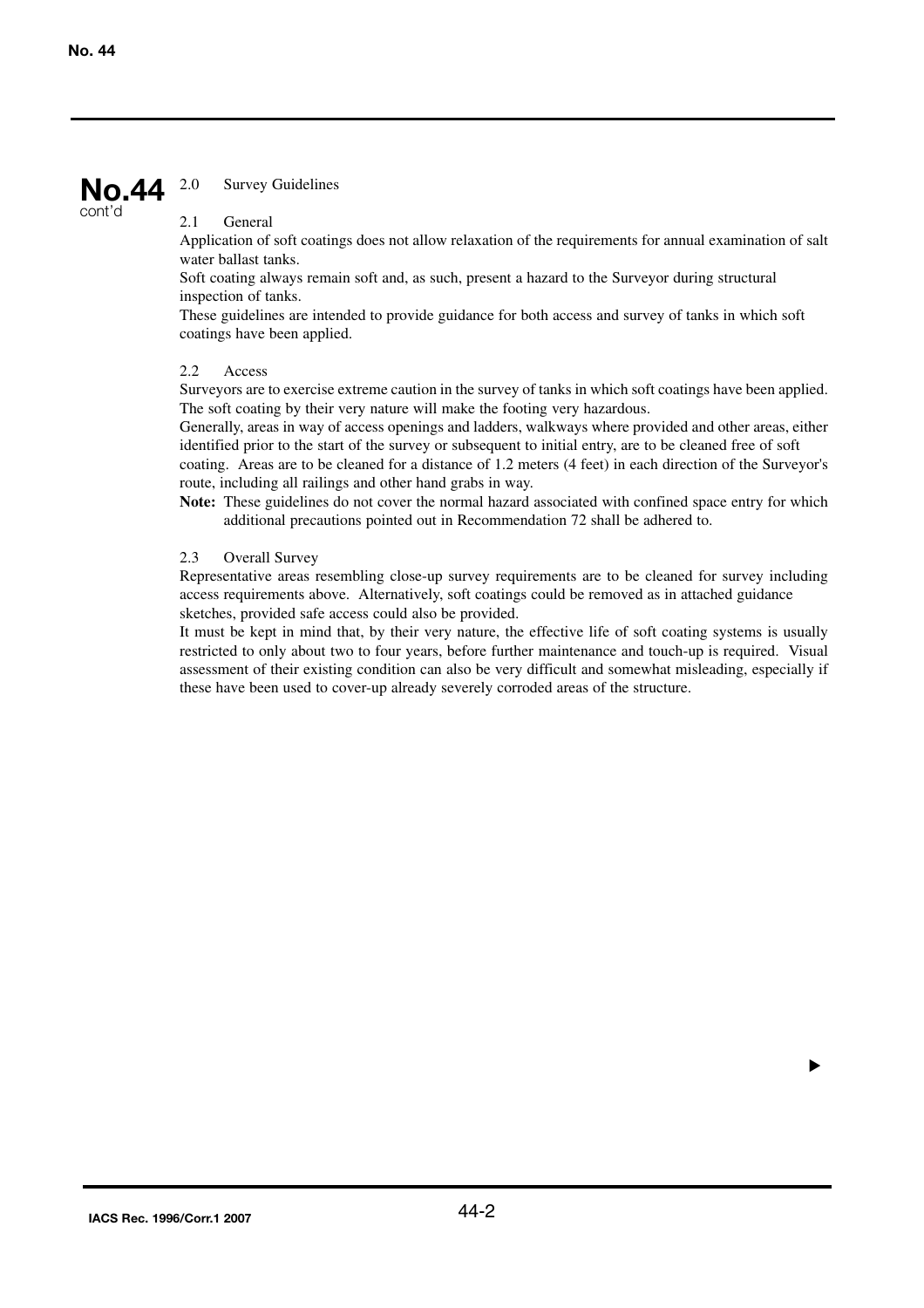## 2.0 Survey Guidelines

### 2.1 General

Application of soft coatings does not allow relaxation of the requirements for annual examination of salt water ballast tanks.

Soft coating always remain soft and, as such, present a hazard to the Surveyor during structural inspection of tanks.

These guidelines are intended to provide guidance for both access and survey of tanks in which soft coatings have been applied.

### 2.2 Access

Surveyors are to exercise extreme caution in the survey of tanks in which soft coatings have been applied. The soft coating by their very nature will make the footing very hazardous.

Generally, areas in way of access openings and ladders, walkways where provided and other areas, either identified prior to the start of the survey or subsequent to initial entry, are to be cleaned free of soft coating. Areas are to be cleaned for a distance of 1.2 meters (4 feet) in each direction of the Surveyor's route, including all railings and other hand grabs in way.

**Note:** These guidelines do not cover the normal hazard associated with confined space entry for which additional precautions pointed out in Recommendation 72 shall be adhered to.

### 2.3 Overall Survey

Representative areas resembling close-up survey requirements are to be cleaned for survey including access requirements above. Alternatively, soft coatings could be removed as in attached guidance sketches, provided safe access could also be provided.

It must be kept in mind that, by their very nature, the effective life of soft coating systems is usually restricted to only about two to four years, before further maintenance and touch-up is required. Visual assessment of their existing condition can also be very difficult and somewhat misleading, especially if these have been used to cover-up already severely corroded areas of the structure.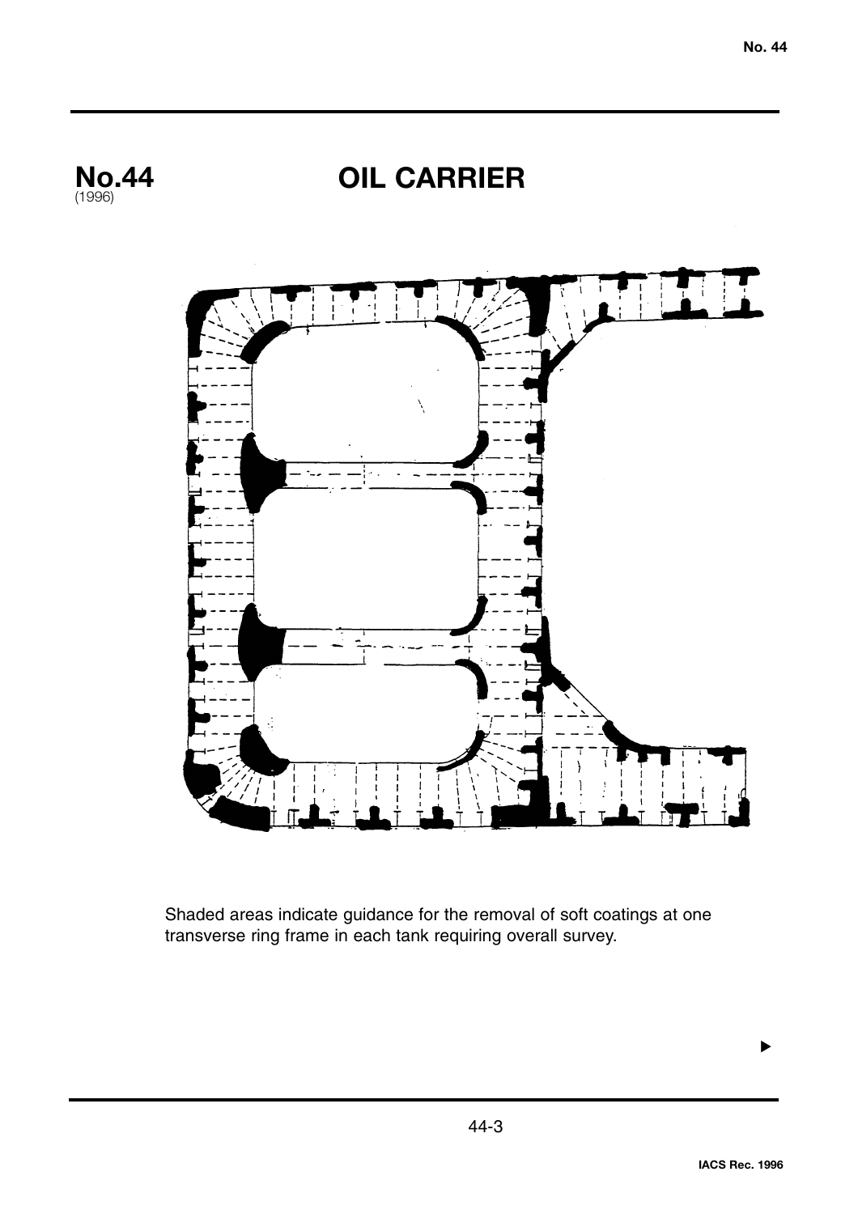# No.44 (1996) OIL CARRIER

Shaded areas indicate guidance for the removal of soft coatings at one transverse ring frame in each tank requiring overall survey.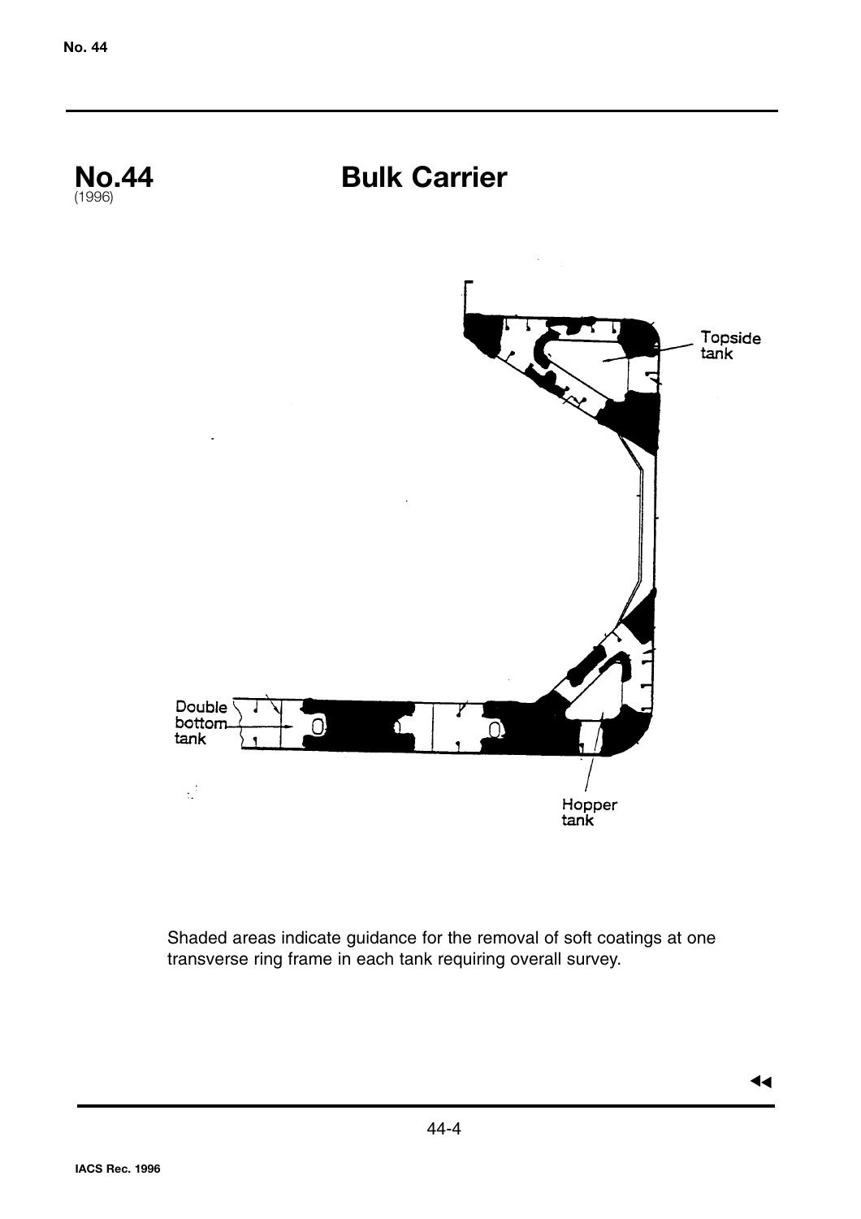# No.44 (1996)

# Bulk Carrier

Topside tank

Double bottom tank

Hopper tank

Shaded areas indicate guidance for the removal of soft coatings at one transverse ring frame in each tank requiring overall survey.